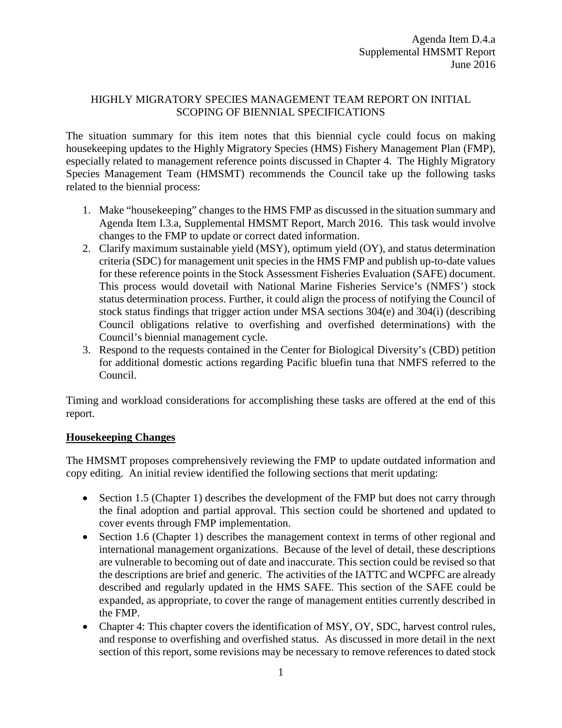Agenda Item D.4.a
Supplemental HMSMT Report
June 2016

# HIGHLY MIGRATORY SPECIES MANAGEMENT TEAM REPORT ON INITIAL SCOPING OF BIENNIAL SPECIFICATIONS

The situation summary for this item notes that this biennial cycle could focus on making housekeeping updates to the Highly Migratory Species (HMS) Fishery Management Plan (FMP), especially related to management reference points discussed in Chapter 4. The Highly Migratory Species Management Team (HMSMT) recommends the Council take up the following tasks related to the biennial process:

1. Make "housekeeping" changes to the HMS FMP as discussed in the situation summary and Agenda Item I.3.a, Supplemental HMSMT Report, March 2016. This task would involve changes to the FMP to update or correct dated information.
2. Clarify maximum sustainable yield (MSY), optimum yield (OY), and status determination criteria (SDC) for management unit species in the HMS FMP and publish up-to-date values for these reference points in the Stock Assessment Fisheries Evaluation (SAFE) document. This process would dovetail with National Marine Fisheries Service's (NMFS') stock status determination process. Further, it could align the process of notifying the Council of stock status findings that trigger action under MSA sections 304(e) and 304(i) (describing Council obligations relative to overfishing and overfished determinations) with the Council's biennial management cycle.
3. Respond to the requests contained in the Center for Biological Diversity's (CBD) petition for additional domestic actions regarding Pacific bluefin tuna that NMFS referred to the Council.

Timing and workload considerations for accomplishing these tasks are offered at the end of this report.

## Housekeeping Changes

The HMSMT proposes comprehensively reviewing the FMP to update outdated information and copy editing. An initial review identified the following sections that merit updating:

- Section 1.5 (Chapter 1) describes the development of the FMP but does not carry through the final adoption and partial approval. This section could be shortened and updated to cover events through FMP implementation.
- Section 1.6 (Chapter 1) describes the management context in terms of other regional and international management organizations. Because of the level of detail, these descriptions are vulnerable to becoming out of date and inaccurate. This section could be revised so that the descriptions are brief and generic. The activities of the IATTC and WCPFC are already described and regularly updated in the HMS SAFE. This section of the SAFE could be expanded, as appropriate, to cover the range of management entities currently described in the FMP.
- Chapter 4: This chapter covers the identification of MSY, OY, SDC, harvest control rules, and response to overfishing and overfished status. As discussed in more detail in the next section of this report, some revisions may be necessary to remove references to dated stock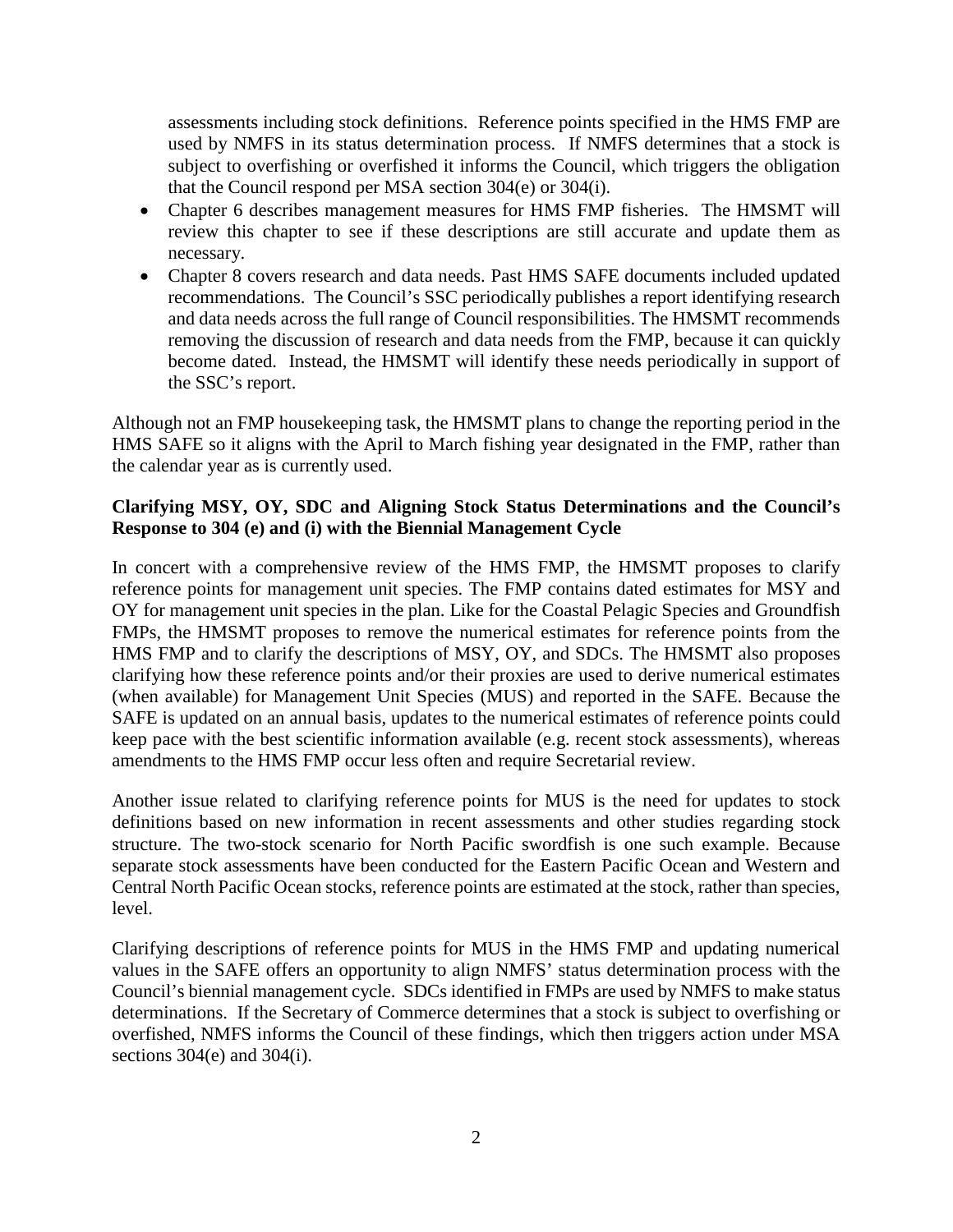assessments including stock definitions. Reference points specified in the HMS FMP are used by NMFS in its status determination process. If NMFS determines that a stock is subject to overfishing or overfished it informs the Council, which triggers the obligation that the Council respond per MSA section 304(e) or 304(i).

- Chapter 6 describes management measures for HMS FMP fisheries. The HMSMT will review this chapter to see if these descriptions are still accurate and update them as necessary.
- Chapter 8 covers research and data needs. Past HMS SAFE documents included updated recommendations. The Council's SSC periodically publishes a report identifying research and data needs across the full range of Council responsibilities. The HMSMT recommends removing the discussion of research and data needs from the FMP, because it can quickly become dated. Instead, the HMSMT will identify these needs periodically in support of the SSC's report.

Although not an FMP housekeeping task, the HMSMT plans to change the reporting period in the HMS SAFE so it aligns with the April to March fishing year designated in the FMP, rather than the calendar year as is currently used.

**Clarifying MSY, OY, SDC and Aligning Stock Status Determinations and the Council's Response to 304 (e) and (i) with the Biennial Management Cycle**

In concert with a comprehensive review of the HMS FMP, the HMSMT proposes to clarify reference points for management unit species. The FMP contains dated estimates for MSY and OY for management unit species in the plan. Like for the Coastal Pelagic Species and Groundfish FMPs, the HMSMT proposes to remove the numerical estimates for reference points from the HMS FMP and to clarify the descriptions of MSY, OY, and SDCs. The HMSMT also proposes clarifying how these reference points and/or their proxies are used to derive numerical estimates (when available) for Management Unit Species (MUS) and reported in the SAFE. Because the SAFE is updated on an annual basis, updates to the numerical estimates of reference points could keep pace with the best scientific information available (e.g. recent stock assessments), whereas amendments to the HMS FMP occur less often and require Secretarial review.

Another issue related to clarifying reference points for MUS is the need for updates to stock definitions based on new information in recent assessments and other studies regarding stock structure. The two-stock scenario for North Pacific swordfish is one such example. Because separate stock assessments have been conducted for the Eastern Pacific Ocean and Western and Central North Pacific Ocean stocks, reference points are estimated at the stock, rather than species, level.

Clarifying descriptions of reference points for MUS in the HMS FMP and updating numerical values in the SAFE offers an opportunity to align NMFS' status determination process with the Council's biennial management cycle. SDCs identified in FMPs are used by NMFS to make status determinations. If the Secretary of Commerce determines that a stock is subject to overfishing or overfished, NMFS informs the Council of these findings, which then triggers action under MSA sections 304(e) and 304(i).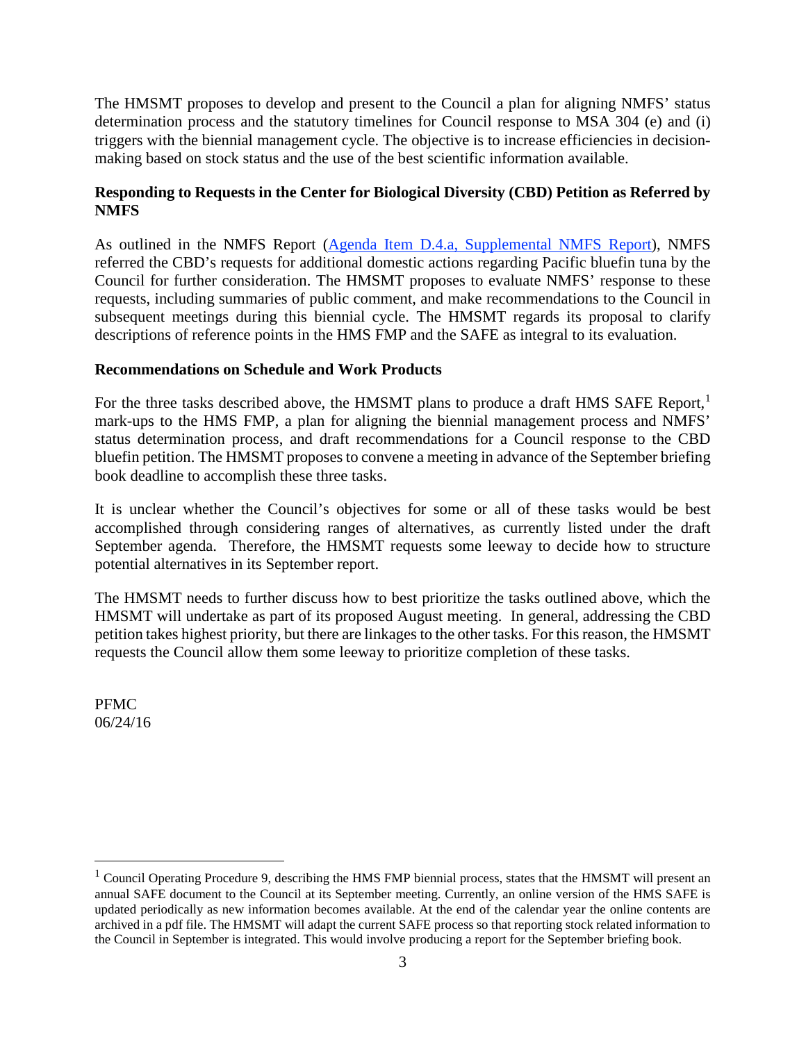The HMSMT proposes to develop and present to the Council a plan for aligning NMFS' status determination process and the statutory timelines for Council response to MSA 304 (e) and (i) triggers with the biennial management cycle. The objective is to increase efficiencies in decision-making based on stock status and the use of the best scientific information available.

**Responding to Requests in the Center for Biological Diversity (CBD) Petition as Referred by NMFS**

As outlined in the NMFS Report (Agenda Item D.4.a, Supplemental NMFS Report), NMFS referred the CBD's requests for additional domestic actions regarding Pacific bluefin tuna by the Council for further consideration. The HMSMT proposes to evaluate NMFS' response to these requests, including summaries of public comment, and make recommendations to the Council in subsequent meetings during this biennial cycle. The HMSMT regards its proposal to clarify descriptions of reference points in the HMS FMP and the SAFE as integral to its evaluation.

**Recommendations on Schedule and Work Products**

For the three tasks described above, the HMSMT plans to produce a draft HMS SAFE Report,[1] mark-ups to the HMS FMP, a plan for aligning the biennial management process and NMFS' status determination process, and draft recommendations for a Council response to the CBD bluefin petition. The HMSMT proposes to convene a meeting in advance of the September briefing book deadline to accomplish these three tasks.

It is unclear whether the Council's objectives for some or all of these tasks would be best accomplished through considering ranges of alternatives, as currently listed under the draft September agenda. Therefore, the HMSMT requests some leeway to decide how to structure potential alternatives in its September report.

The HMSMT needs to further discuss how to best prioritize the tasks outlined above, which the HMSMT will undertake as part of its proposed August meeting. In general, addressing the CBD petition takes highest priority, but there are linkages to the other tasks. For this reason, the HMSMT requests the Council allow them some leeway to prioritize completion of these tasks.

PFMC
06/24/16

[1] Council Operating Procedure 9, describing the HMS FMP biennial process, states that the HMSMT will present an annual SAFE document to the Council at its September meeting. Currently, an online version of the HMS SAFE is updated periodically as new information becomes available. At the end of the calendar year the online contents are archived in a pdf file. The HMSMT will adapt the current SAFE process so that reporting stock related information to the Council in September is integrated. This would involve producing a report for the September briefing book.